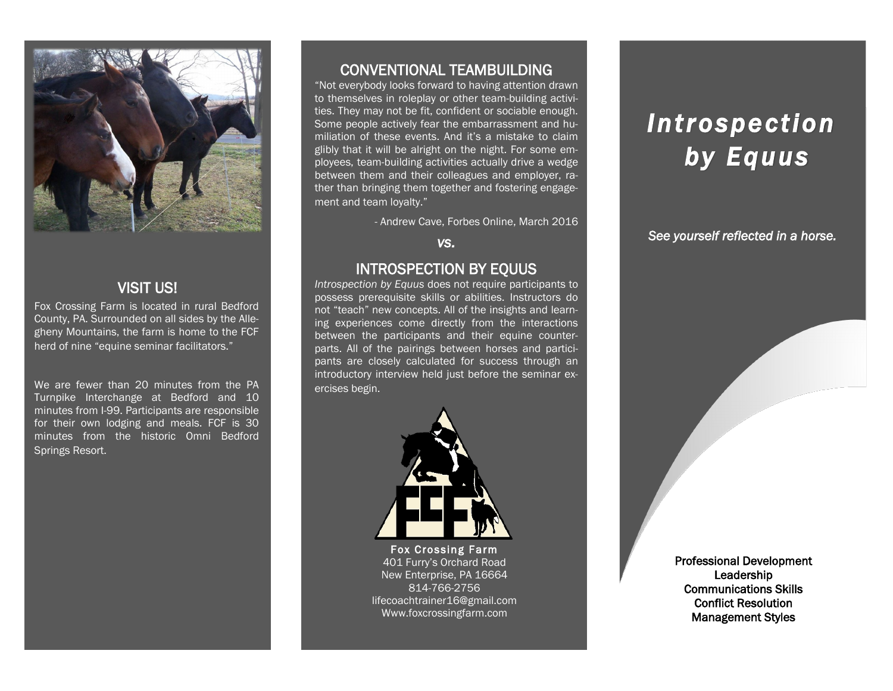## VISIT US!

Fox Crossing Farm is located in rural Bedford County, PA. Surrounded on all sides by the Allegheny Mountains, the farm is home to the FCF herd of nine "equine seminar facilitators."

We are fewer than 20 minutes from the PA Turnpike Interchange at Bedford and 10 minutes from I-99. Participants are responsible for their own lodging and meals. FCF is 30 minutes from the historic Omni Bedford Springs Resort.

## CONVENTIONAL TEAMBUILDING

"Not everybody looks forward to having attention drawn to themselves in roleplay or other team-building activities. They may not be fit, confident or sociable enough. Some people actively fear the embarrassment and humiliation of these events. And it's a mistake to claim glibly that it will be alright on the night. For some employees, team-building activities actually drive a wedge between them and their colleagues and employer, rather than bringing them together and fostering engagement and team loyalty."

- Andrew Cave, Forbes Online, March 2016

*vs.*

## INTROSPECTION BY EQUUS

*Introspection by Equus* does not require participants to possess prerequisite skills or abilities. Instructors do not "teach" new concepts. All of the insights and learning experiences come directly from the interactions between the participants and their equine counterparts. All of the pairings between horses and participants are closely calculated for success through an introductory interview held just before the seminar exercises begin.

**Fox Crossing Farm**
401 Furry's Orchard Road
New Enterprise, PA 16664
814-766-2756
lifecoachtrainer16@gmail.com
Www.foxcrossingfarm.com

# *Introspection by Equus*

*See yourself reflected in a horse.*

Professional Development
Leadership
Communications Skills
Conflict Resolution
Management Styles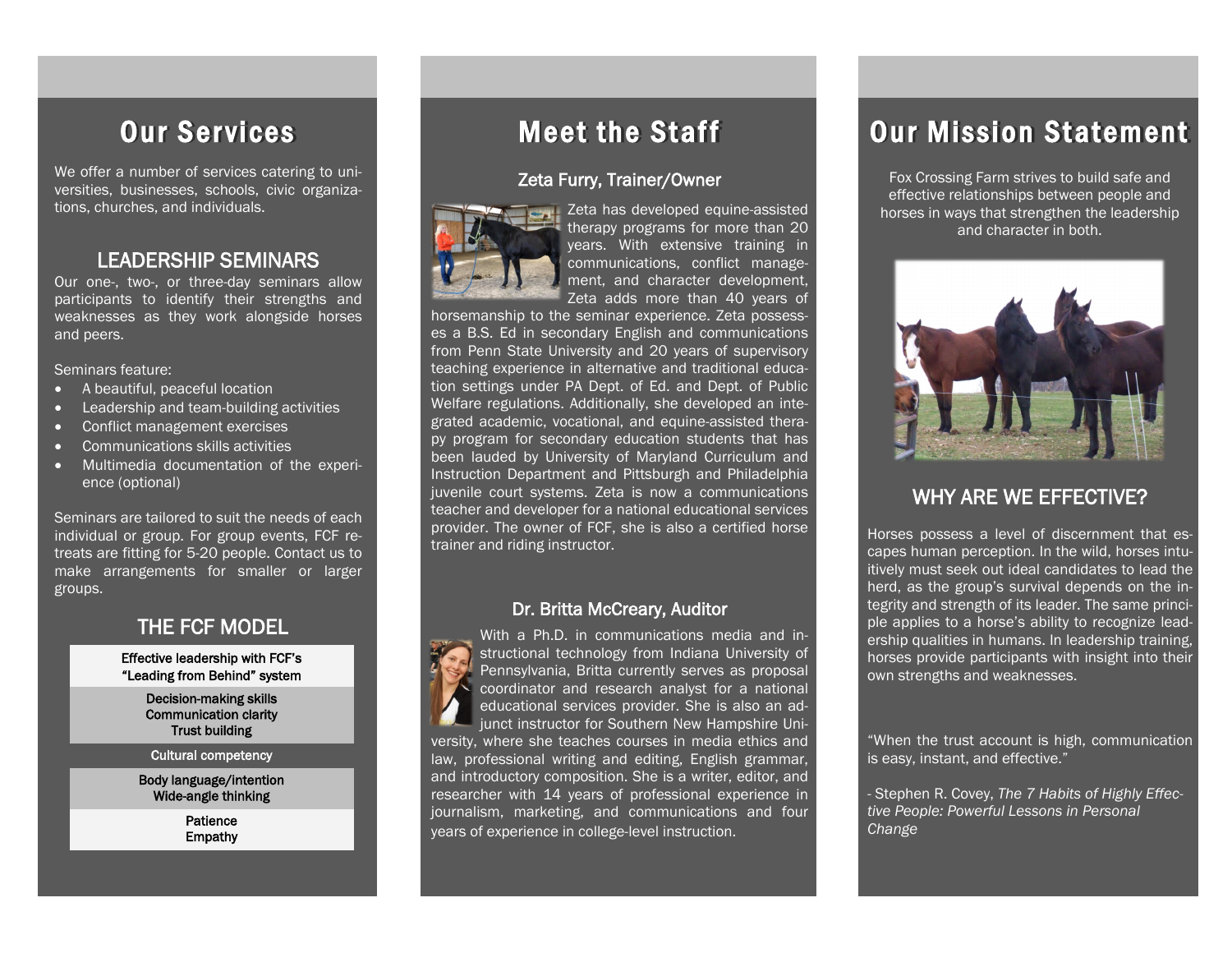# Our Services

We offer a number of services catering to universities, businesses, schools, civic organizations, churches, and individuals.

## LEADERSHIP SEMINARS

Our one-, two-, or three-day seminars allow participants to identify their strengths and weaknesses as they work alongside horses and peers.

Seminars feature:

- A beautiful, peaceful location
- Leadership and team-building activities
- Conflict management exercises
- Communications skills activities
- Multimedia documentation of the experience (optional)

Seminars are tailored to suit the needs of each individual or group. For group events, FCF retreats are fitting for 5-20 people. Contact us to make arrangements for smaller or larger groups.

## THE FCF MODEL

Effective leadership with FCF's "Leading from Behind" system

Decision-making skills
Communication clarity
Trust building

Cultural competency

Body language/intention
Wide-angle thinking

Patience
Empathy

# Meet the Staff

### Zeta Furry, Trainer/Owner

Zeta has developed equine-assisted therapy programs for more than 20 years. With extensive training in communications, conflict management, and character development, Zeta adds more than 40 years of horsemanship to the seminar experience. Zeta possesses a B.S. Ed in secondary English and communications from Penn State University and 20 years of supervisory teaching experience in alternative and traditional education settings under PA Dept. of Ed. and Dept. of Public Welfare regulations. Additionally, she developed an integrated academic, vocational, and equine-assisted therapy program for secondary education students that has been lauded by University of Maryland Curriculum and Instruction Department and Pittsburgh and Philadelphia juvenile court systems. Zeta is now a communications teacher and developer for a national educational services provider. The owner of FCF, she is also a certified horse trainer and riding instructor.

### Dr. Britta McCreary, Auditor

With a Ph.D. in communications media and instructional technology from Indiana University of Pennsylvania, Britta currently serves as proposal coordinator and research analyst for a national educational services provider. She is also an adjunct instructor for Southern New Hampshire University, where she teaches courses in media ethics and law, professional writing and editing, English grammar, and introductory composition. She is a writer, editor, and researcher with 14 years of professional experience in journalism, marketing, and communications and four years of experience in college-level instruction.

# Our Mission Statement

Fox Crossing Farm strives to build safe and effective relationships between people and horses in ways that strengthen the leadership and character in both.

## WHY ARE WE EFFECTIVE?

Horses possess a level of discernment that escapes human perception. In the wild, horses intuitively must seek out ideal candidates to lead the herd, as the group's survival depends on the integrity and strength of its leader. The same principle applies to a horse's ability to recognize leadership qualities in humans. In leadership training, horses provide participants with insight into their own strengths and weaknesses.

"When the trust account is high, communication is easy, instant, and effective."

- Stephen R. Covey, *The 7 Habits of Highly Effective People: Powerful Lessons in Personal Change*